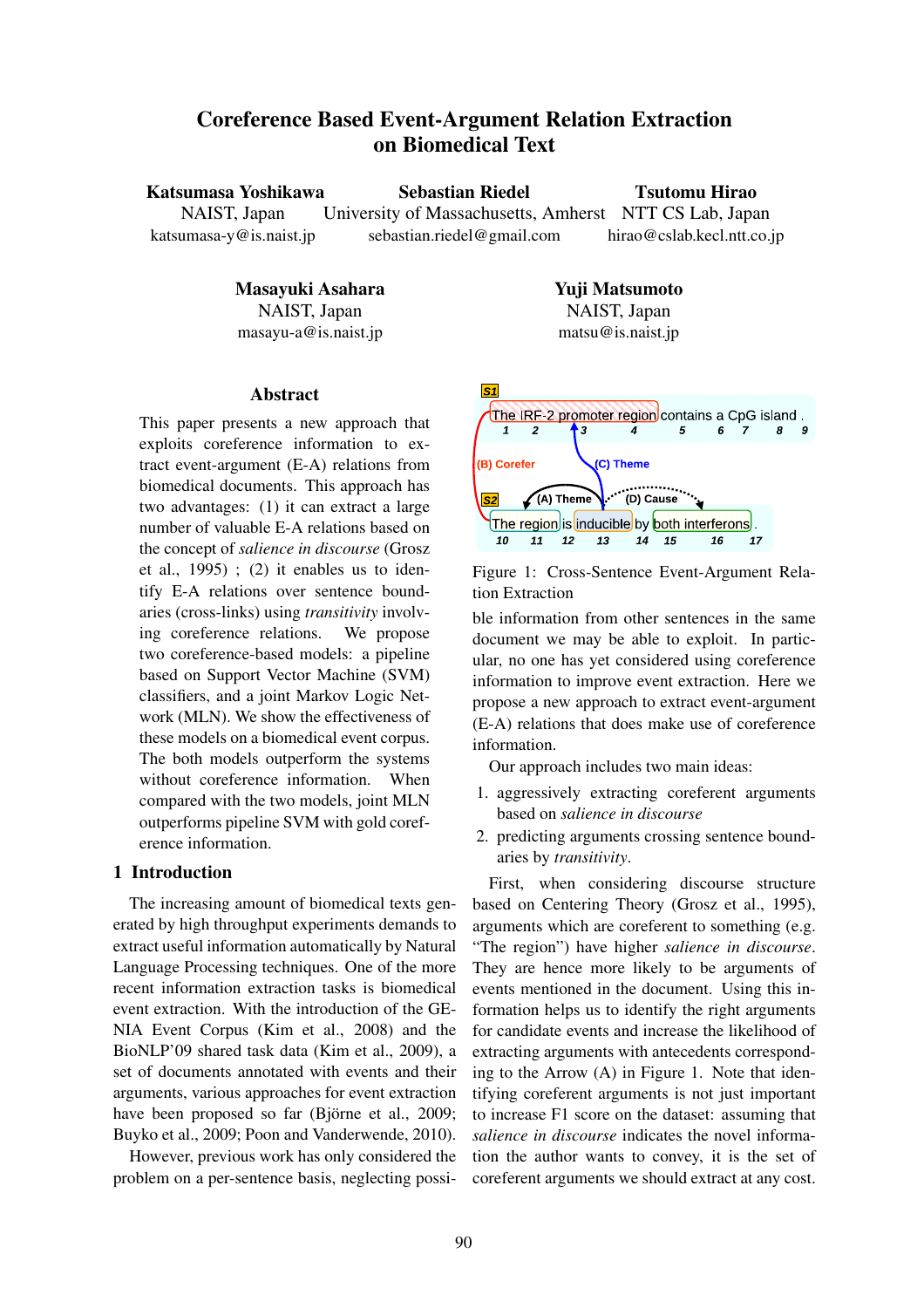# Coreference Based Event-Argument Relation Extraction on Biomedical Text

**Katsumasa Yoshikawa**
NAIST, Japan
katsumasa-y@is.naist.jp

**Sebastian Riedel**
University of Massachusetts, Amherst
sebastian.riedel@gmail.com

**Tsutomu Hirao**
NTT CS Lab, Japan
hirao@cslab.kecl.ntt.co.jp

**Masayuki Asahara**
NAIST, Japan
masayu-a@is.naist.jp

**Yuji Matsumoto**
NAIST, Japan
matsu@is.naist.jp

## Abstract

This paper presents a new approach that exploits coreference information to extract event-argument (E-A) relations from biomedical documents. This approach has two advantages: (1) it can extract a large number of valuable E-A relations based on the concept of *salience in discourse* (Grosz et al., 1995) ; (2) it enables us to identify E-A relations over sentence boundaries (cross-links) using *transitivity* involving coreference relations. We propose two coreference-based models: a pipeline based on Support Vector Machine (SVM) classifiers, and a joint Markov Logic Network (MLN). We show the effectiveness of these models on a biomedical event corpus. The both models outperform the systems without coreference information. When compared with the two models, joint MLN outperforms pipeline SVM with gold coreference information.

## 1 Introduction

The increasing amount of biomedical texts generated by high throughput experiments demands to extract useful information automatically by Natural Language Processing techniques. One of the more recent information extraction tasks is biomedical event extraction. With the introduction of the GENIA Event Corpus (Kim et al., 2008) and the BioNLP'09 shared task data (Kim et al., 2009), a set of documents annotated with events and their arguments, various approaches for event extraction have been proposed so far (Björne et al., 2009; Buyko et al., 2009; Poon and Vanderwende, 2010).

However, previous work has only considered the problem on a per-sentence basis, neglecting possible information from other sentences in the same document we may be able to exploit. In particular, no one has yet considered using coreference information to improve event extraction. Here we propose a new approach to extract event-argument (E-A) relations that does make use of coreference information.

S1: The IRF-2 promoter region contains a CpG island .
(1 2 3 4 5 6 7 8 9)

S2: The region is inducible by both interferons .
(10 11 12 13 14 15 16 17)

(A) Theme, (B) Coref, (C) Theme, (D) Cause

Figure 1: Cross-Sentence Event-Argument Relation Extraction

Our approach includes two main ideas:

1. aggressively extracting coreferent arguments based on *salience in discourse*
2. predicting arguments crossing sentence boundaries by *transitivity*.

First, when considering discourse structure based on Centering Theory (Grosz et al., 1995), arguments which are coreferent to something (e.g. "The region") have higher *salience in discourse*. They are hence more likely to be arguments of events mentioned in the document. Using this information helps us to identify the right arguments for candidate events and increase the likelihood of extracting arguments with antecedents corresponding to the Arrow (A) in Figure 1. Note that identifying coreferent arguments is not just important to increase F1 score on the dataset: assuming that *salience in discourse* indicates the novel information the author wants to convey, it is the set of coreferent arguments we should extract at any cost.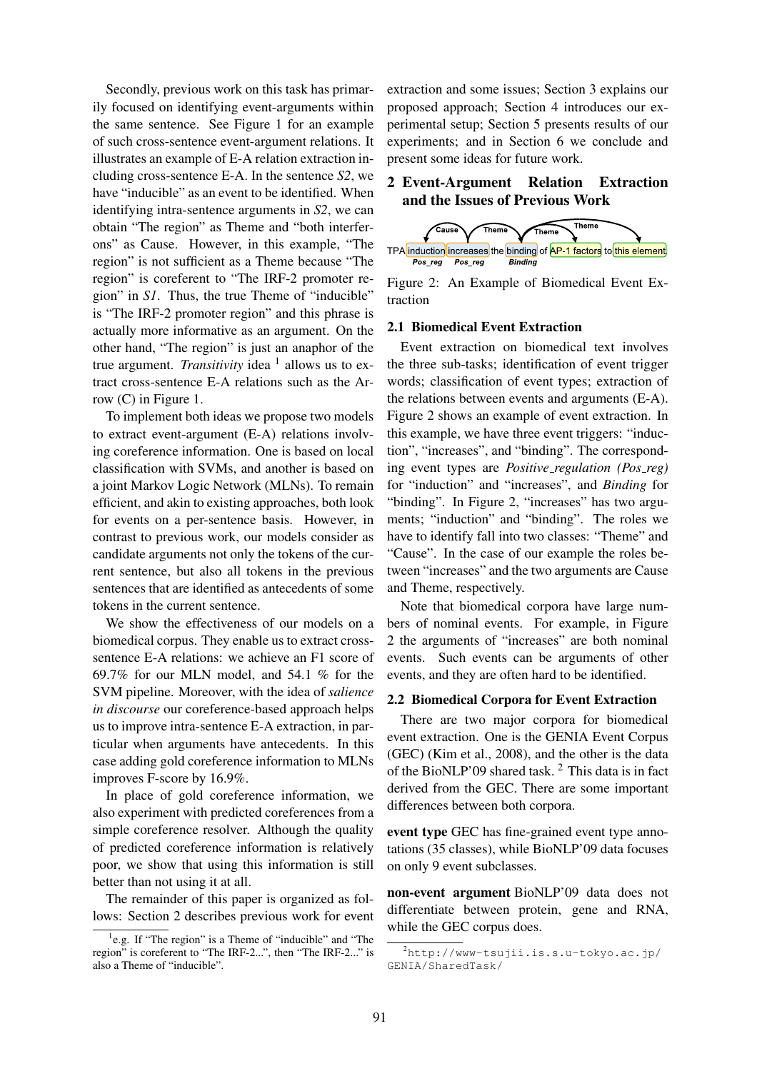Secondly, previous work on this task has primarily focused on identifying event-arguments within the same sentence. See Figure 1 for an example of such cross-sentence event-argument relations. It illustrates an example of E-A relation extraction including cross-sentence E-A. In the sentence *S2*, we have "inducible" as an event to be identified. When identifying intra-sentence arguments in *S2*, we can obtain "The region" as Theme and "both interferons" as Cause. However, in this example, "The region" is not sufficient as a Theme because "The region" is coreferent to "The IRF-2 promoter region" in *S1*. Thus, the true Theme of "inducible" is "The IRF-2 promoter region" and this phrase is actually more informative as an argument. On the other hand, "The region" is just an anaphor of the true argument. *Transitivity* idea [1] allows us to extract cross-sentence E-A relations such as the Arrow (C) in Figure 1.

To implement both ideas we propose two models to extract event-argument (E-A) relations involving coreference information. One is based on local classification with SVMs, and another is based on a joint Markov Logic Network (MLNs). To remain efficient, and akin to existing approaches, both look for events on a per-sentence basis. However, in contrast to previous work, our models consider as candidate arguments not only the tokens of the current sentence, but also all tokens in the previous sentences that are identified as antecedents of some tokens in the current sentence.

We show the effectiveness of our models on a biomedical corpus. They enable us to extract cross-sentence E-A relations: we achieve an F1 score of 69.7% for our MLN model, and 54.1 % for the SVM pipeline. Moreover, with the idea of *salience in discourse* our coreference-based approach helps us to improve intra-sentence E-A extraction, in particular when arguments have antecedents. In this case adding gold coreference information to MLNs improves F-score by 16.9%.

In place of gold coreference information, we also experiment with predicted coreferences from a simple coreference resolver. Although the quality of predicted coreference information is relatively poor, we show that using this information is still better than not using it at all.

The remainder of this paper is organized as follows: Section 2 describes previous work for event extraction and some issues; Section 3 explains our proposed approach; Section 4 introduces our experimental setup; Section 5 presents results of our experiments; and in Section 6 we conclude and present some ideas for future work.

[1] e.g. If "The region" is a Theme of "inducible" and "The region" is coreferent to "The IRF-2...", then "The IRF-2..." is also a Theme of "inducible".

## 2 Event-Argument Relation Extraction and the Issues of Previous Work

TPA induction increases the binding of AP-1 factors to this element

Figure 2: An Example of Biomedical Event Extraction

### 2.1 Biomedical Event Extraction

Event extraction on biomedical text involves the three sub-tasks; identification of event trigger words; classification of event types; extraction of the relations between events and arguments (E-A). Figure 2 shows an example of event extraction. In this example, we have three event triggers: "induction", "increases", and "binding". The corresponding event types are *Positive_regulation (Pos_reg)* for "induction" and "increases", and *Binding* for "binding". In Figure 2, "increases" has two arguments; "induction" and "binding". The roles we have to identify fall into two classes: "Theme" and "Cause". In the case of our example the roles between "increases" and the two arguments are Cause and Theme, respectively.

Note that biomedical corpora have large numbers of nominal events. For example, in Figure 2 the arguments of "increases" are both nominal events. Such events can be arguments of other events, and they are often hard to be identified.

### 2.2 Biomedical Corpora for Event Extraction

There are two major corpora for biomedical event extraction. One is the GENIA Event Corpus (GEC) (Kim et al., 2008), and the other is the data of the BioNLP'09 shared task. [2] This data is in fact derived from the GEC. There are some important differences between both corpora.

**event type** GEC has fine-grained event type annotations (35 classes), while BioNLP'09 data focuses on only 9 event subclasses.

**non-event argument** BioNLP'09 data does not differentiate between protein, gene and RNA, while the GEC corpus does.

[2] http://www-tsujii.is.s.u-tokyo.ac.jp/GENIA/SharedTask/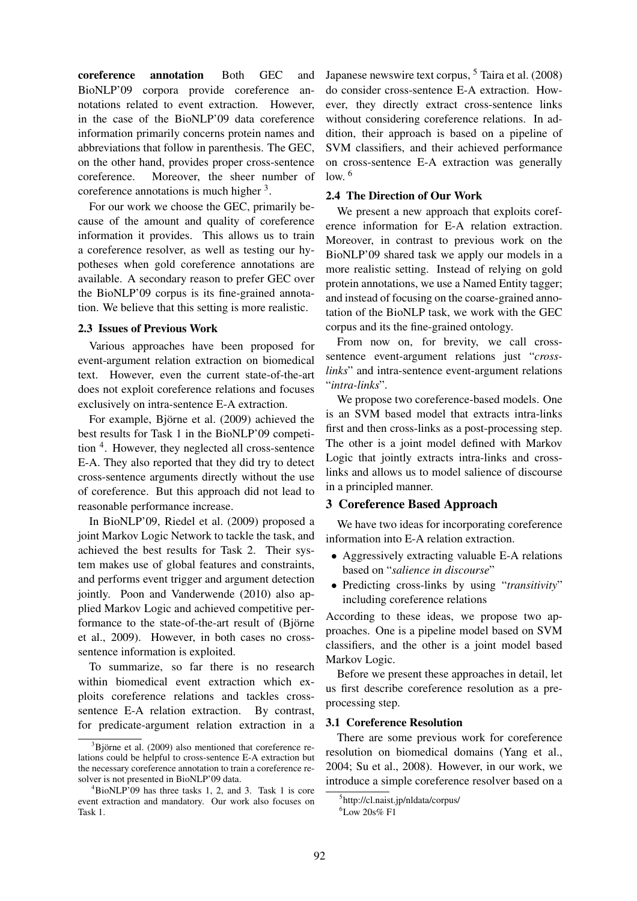**coreference annotation** Both GEC and BioNLP'09 corpora provide coreference annotations related to event extraction. However, in the case of the BioNLP'09 data coreference information primarily concerns protein names and abbreviations that follow in parenthesis. The GEC, on the other hand, provides proper cross-sentence coreference. Moreover, the sheer number of coreference annotations is much higher [3].

For our work we choose the GEC, primarily because of the amount and quality of coreference information it provides. This allows us to train a coreference resolver, as well as testing our hypotheses when gold coreference annotations are available. A secondary reason to prefer GEC over the BioNLP'09 corpus is its fine-grained annotation. We believe that this setting is more realistic.

### 2.3 Issues of Previous Work

Various approaches have been proposed for event-argument relation extraction on biomedical text. However, even the current state-of-the-art does not exploit coreference relations and focuses exclusively on intra-sentence E-A extraction.

For example, Björne et al. (2009) achieved the best results for Task 1 in the BioNLP'09 competition [4]. However, they neglected all cross-sentence E-A. They also reported that they did try to detect cross-sentence arguments directly without the use of coreference. But this approach did not lead to reasonable performance increase.

In BioNLP'09, Riedel et al. (2009) proposed a joint Markov Logic Network to tackle the task, and achieved the best results for Task 2. Their system makes use of global features and constraints, and performs event trigger and argument detection jointly. Poon and Vanderwende (2010) also applied Markov Logic and achieved competitive performance to the state-of-the-art result of (Björne et al., 2009). However, in both cases no cross-sentence information is exploited.

To summarize, so far there is no research within biomedical event extraction which exploits coreference relations and tackles cross-sentence E-A relation extraction. By contrast, for predicate-argument relation extraction in a Japanese newswire text corpus, [5] Taira et al. (2008) do consider cross-sentence E-A extraction. However, they directly extract cross-sentence links without considering coreference relations. In addition, their approach is based on a pipeline of SVM classifiers, and their achieved performance on cross-sentence E-A extraction was generally low. [6]

### 2.4 The Direction of Our Work

We present a new approach that exploits coreference information for E-A relation extraction. Moreover, in contrast to previous work on the BioNLP'09 shared task we apply our models in a more realistic setting. Instead of relying on gold protein annotations, we use a Named Entity tagger; and instead of focusing on the coarse-grained annotation of the BioNLP task, we work with the GEC corpus and its the fine-grained ontology.

From now on, for brevity, we call cross-sentence event-argument relations just "*cross-links*" and intra-sentence event-argument relations "*intra-links*".

We propose two coreference-based models. One is an SVM based model that extracts intra-links first and then cross-links as a post-processing step. The other is a joint model defined with Markov Logic that jointly extracts intra-links and cross-links and allows us to model salience of discourse in a principled manner.

## 3 Coreference Based Approach

We have two ideas for incorporating coreference information into E-A relation extraction.

- Aggressively extracting valuable E-A relations based on "*salience in discourse*"
- Predicting cross-links by using "*transitivity*" including coreference relations

According to these ideas, we propose two approaches. One is a pipeline model based on SVM classifiers, and the other is a joint model based Markov Logic.

Before we present these approaches in detail, let us first describe coreference resolution as a preprocessing step.

### 3.1 Coreference Resolution

There are some previous work for coreference resolution on biomedical domains (Yang et al., 2004; Su et al., 2008). However, in our work, we introduce a simple coreference resolver based on a

---

[3] Björne et al. (2009) also mentioned that coreference relations could be helpful to cross-sentence E-A extraction but the necessary coreference annotation to train a coreference resolver is not presented in BioNLP'09 data.

[4] BioNLP'09 has three tasks 1, 2, and 3. Task 1 is core event extraction and mandatory. Our work also focuses on Task 1.

[5] http://cl.naist.jp/nldata/corpus/

[6] Low 20s% F1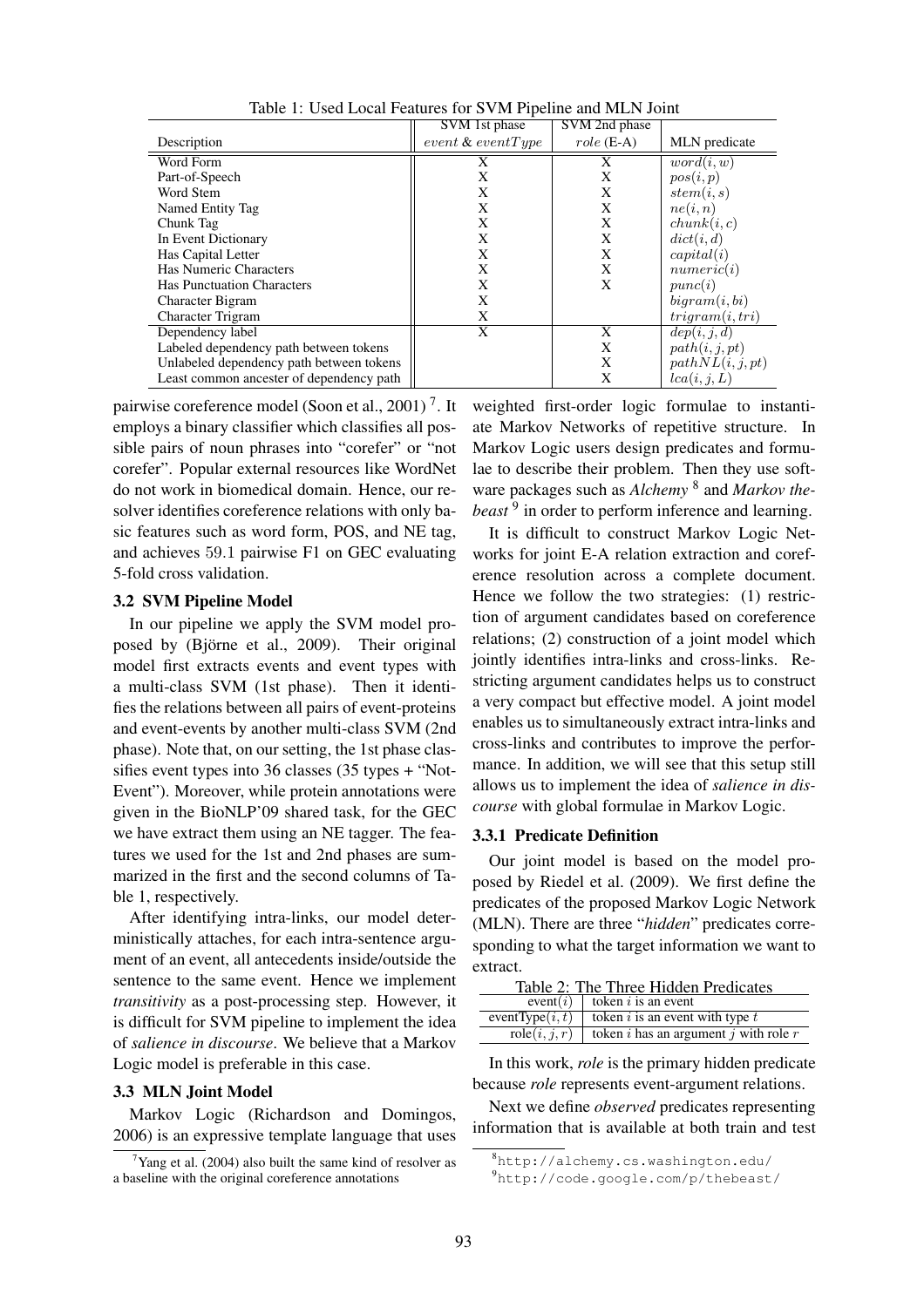Table 1: Used Local Features for SVM Pipeline and MLN Joint

| Description | SVM 1st phase $event$ & $eventType$ | SVM 2nd phase $role$ (E-A) | MLN predicate |
|---|---|---|---|
| Word Form | X | X | $word(i, w)$ |
| Part-of-Speech | X | X | $pos(i, p)$ |
| Word Stem | X | X | $stem(i, s)$ |
| Named Entity Tag | X | X | $ne(i, n)$ |
| Chunk Tag | X | X | $chunk(i, c)$ |
| In Event Dictionary | X | X | $dict(i, d)$ |
| Has Capital Letter | X | X | $capital(i)$ |
| Has Numeric Characters | X | X | $numeric(i)$ |
| Has Punctuation Characters | X | X | $punc(i)$ |
| Character Bigram | X | | $bigram(i, bi)$ |
| Character Trigram | X | | $trigram(i, tri)$ |
| Dependency label | X | X | $dep(i, j, d)$ |
| Labeled dependency path between tokens | | X | $path(i, j, pt)$ |
| Unlabeled dependency path between tokens | | X | $pathNL(i, j, pt)$ |
| Least common ancester of dependency path | | X | $lca(i, j, L)$ |

pairwise coreference model (Soon et al., 2001)[7]. It employs a binary classifier which classifies all possible pairs of noun phrases into "corefer" or "not corefer". Popular external resources like WordNet do not work in biomedical domain. Hence, our resolver identifies coreference relations with only basic features such as word form, POS, and NE tag, and achieves 59.1 pairwise F1 on GEC evaluating 5-fold cross validation.

### 3.2 SVM Pipeline Model

In our pipeline we apply the SVM model proposed by (Björne et al., 2009). Their original model first extracts events and event types with a multi-class SVM (1st phase). Then it identifies the relations between all pairs of event-proteins and event-events by another multi-class SVM (2nd phase). Note that, on our setting, the 1st phase classifies event types into 36 classes (35 types + "Not-Event"). Moreover, while protein annotations were given in the BioNLP'09 shared task, for the GEC we have extract them using an NE tagger. The features we used for the 1st and 2nd phases are summarized in the first and the second columns of Table 1, respectively.

After identifying intra-links, our model deterministically attaches, for each intra-sentence argument of an event, all antecedents inside/outside the sentence to the same event. Hence we implement *transitivity* as a post-processing step. However, it is difficult for SVM pipeline to implement the idea of *salience in discourse*. We believe that a Markov Logic model is preferable in this case.

### 3.3 MLN Joint Model

Markov Logic (Richardson and Domingos, 2006) is an expressive template language that uses weighted first-order logic formulae to instantiate Markov Networks of repetitive structure. In Markov Logic users design predicates and formulae to describe their problem. Then they use software packages such as *Alchemy*[8] and *Markov thebeast*[9] in order to perform inference and learning.

It is difficult to construct Markov Logic Networks for joint E-A relation extraction and coreference resolution across a complete document. Hence we follow the two strategies: (1) restriction of argument candidates based on coreference relations; (2) construction of a joint model which jointly identifies intra-links and cross-links. Restricting argument candidates helps us to construct a very compact but effective model. A joint model enables us to simultaneously extract intra-links and cross-links and contributes to improve the performance. In addition, we will see that this setup still allows us to implement the idea of *salience in discourse* with global formulae in Markov Logic.

#### 3.3.1 Predicate Definition

Our joint model is based on the model proposed by Riedel et al. (2009). We first define the predicates of the proposed Markov Logic Network (MLN). There are three "*hidden*" predicates corresponding to what the target information we want to extract.

Table 2: The Three Hidden Predicates

| | |
|---|---|
| event($i$) | token $i$ is an event |
| eventType($i, t$) | token $i$ is an event with type $t$ |
| role($i, j, r$) | token $i$ has an argument $j$ with role $r$ |

In this work, *role* is the primary hidden predicate because *role* represents event-argument relations.

Next we define *observed* predicates representing information that is available at both train and test

[7] Yang et al. (2004) also built the same kind of resolver as a baseline with the original coreference annotations

[8] http://alchemy.cs.washington.edu/

[9] http://code.google.com/p/thebeast/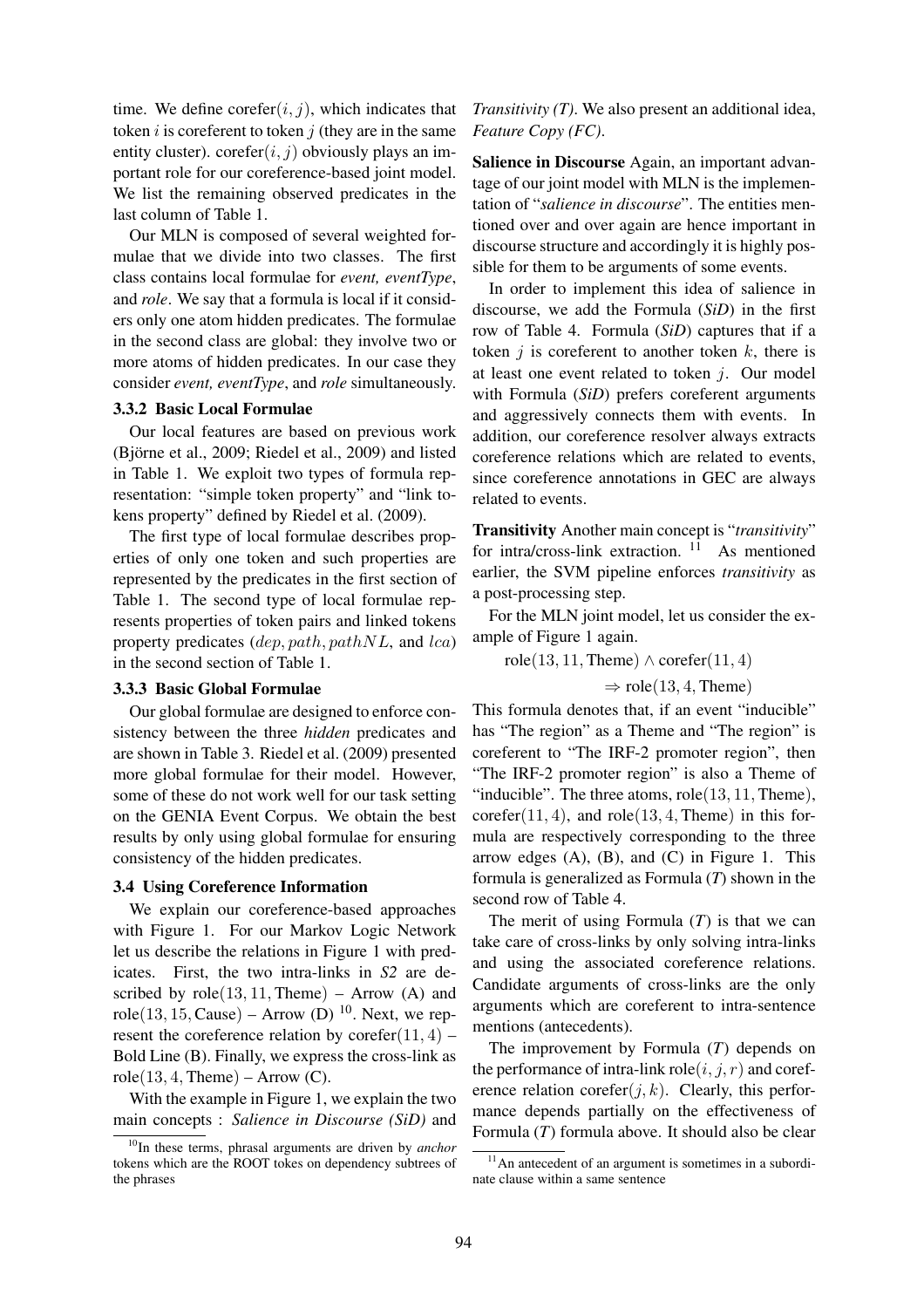time. We define corefer$(i, j)$, which indicates that token $i$ is coreferent to token $j$ (they are in the same entity cluster). corefer$(i, j)$ obviously plays an important role for our coreference-based joint model. We list the remaining observed predicates in the last column of Table 1.

Our MLN is composed of several weighted formulae that we divide into two classes. The first class contains local formulae for *event, eventType*, and *role*. We say that a formula is local if it considers only one atom hidden predicates. The formulae in the second class are global: they involve two or more atoms of hidden predicates. In our case they consider *event, eventType*, and *role* simultaneously.

### 3.3.2 Basic Local Formulae

Our local features are based on previous work (Björne et al., 2009; Riedel et al., 2009) and listed in Table 1. We exploit two types of formula representation: "simple token property" and "link tokens property" defined by Riedel et al. (2009).

The first type of local formulae describes properties of only one token and such properties are represented by the predicates in the first section of Table 1. The second type of local formulae represents properties of token pairs and linked tokens property predicates ($dep, path, pathNL$, and $lca$) in the second section of Table 1.

### 3.3.3 Basic Global Formulae

Our global formulae are designed to enforce consistency between the three *hidden* predicates and are shown in Table 3. Riedel et al. (2009) presented more global formulae for their model. However, some of these do not work well for our task setting on the GENIA Event Corpus. We obtain the best results by only using global formulae for ensuring consistency of the hidden predicates.

## 3.4 Using Coreference Information

We explain our coreference-based approaches with Figure 1. For our Markov Logic Network let us describe the relations in Figure 1 with predicates. First, the two intra-links in *S2* are described by role$(13, 11, \text{Theme})$ – Arrow (A) and role$(13, 15, \text{Cause})$ – Arrow (D) [10]. Next, we represent the coreference relation by corefer$(11, 4)$ – Bold Line (B). Finally, we express the cross-link as role$(13, 4, \text{Theme})$ – Arrow (C).

With the example in Figure 1, we explain the two main concepts : *Salience in Discourse (SiD)* and *Transitivity (T)*. We also present an additional idea, *Feature Copy (FC)*.

**Salience in Discourse** Again, an important advantage of our joint model with MLN is the implementation of "*salience in discourse*". The entities mentioned over and over again are hence important in discourse structure and accordingly it is highly possible for them to be arguments of some events.

In order to implement this idea of salience in discourse, we add the Formula (***SiD***) in the first row of Table 4. Formula (***SiD***) captures that if a token $j$ is coreferent to another token $k$, there is at least one event related to token $j$. Our model with Formula (***SiD***) prefers coreferent arguments and aggressively connects them with events. In addition, our coreference resolver always extracts coreference relations which are related to events, since coreference annotations in GEC are always related to events.

**Transitivity** Another main concept is "*transitivity*" for intra/cross-link extraction. [11] As mentioned earlier, the SVM pipeline enforces *transitivity* as a post-processing step.

For the MLN joint model, let us consider the example of Figure 1 again.

$$\text{role}(13, 11, \text{Theme}) \wedge \text{corefer}(11, 4) \Rightarrow \text{role}(13, 4, \text{Theme})$$

This formula denotes that, if an event "inducible" has "The region" as a Theme and "The region" is coreferent to "The IRF-2 promoter region", then "The IRF-2 promoter region" is also a Theme of "inducible". The three atoms, role$(13, 11, \text{Theme})$, corefer$(11, 4)$, and role$(13, 4, \text{Theme})$ in this formula are respectively corresponding to the three arrow edges (A), (B), and (C) in Figure 1. This formula is generalized as Formula (***T***) shown in the second row of Table 4.

The merit of using Formula (***T***) is that we can take care of cross-links by only solving intra-links and using the associated coreference relations. Candidate arguments of cross-links are the only arguments which are coreferent to intra-sentence mentions (antecedents).

The improvement by Formula (***T***) depends on the performance of intra-link role$(i, j, r)$ and coreference relation corefer$(j, k)$. Clearly, this performance depends partially on the effectiveness of Formula (***T***) formula above. It should also be clear

[10] In these terms, phrasal arguments are driven by *anchor* tokens which are the ROOT tokes on dependency subtrees of the phrases

[11] An antecedent of an argument is sometimes in a subordinate clause within a same sentence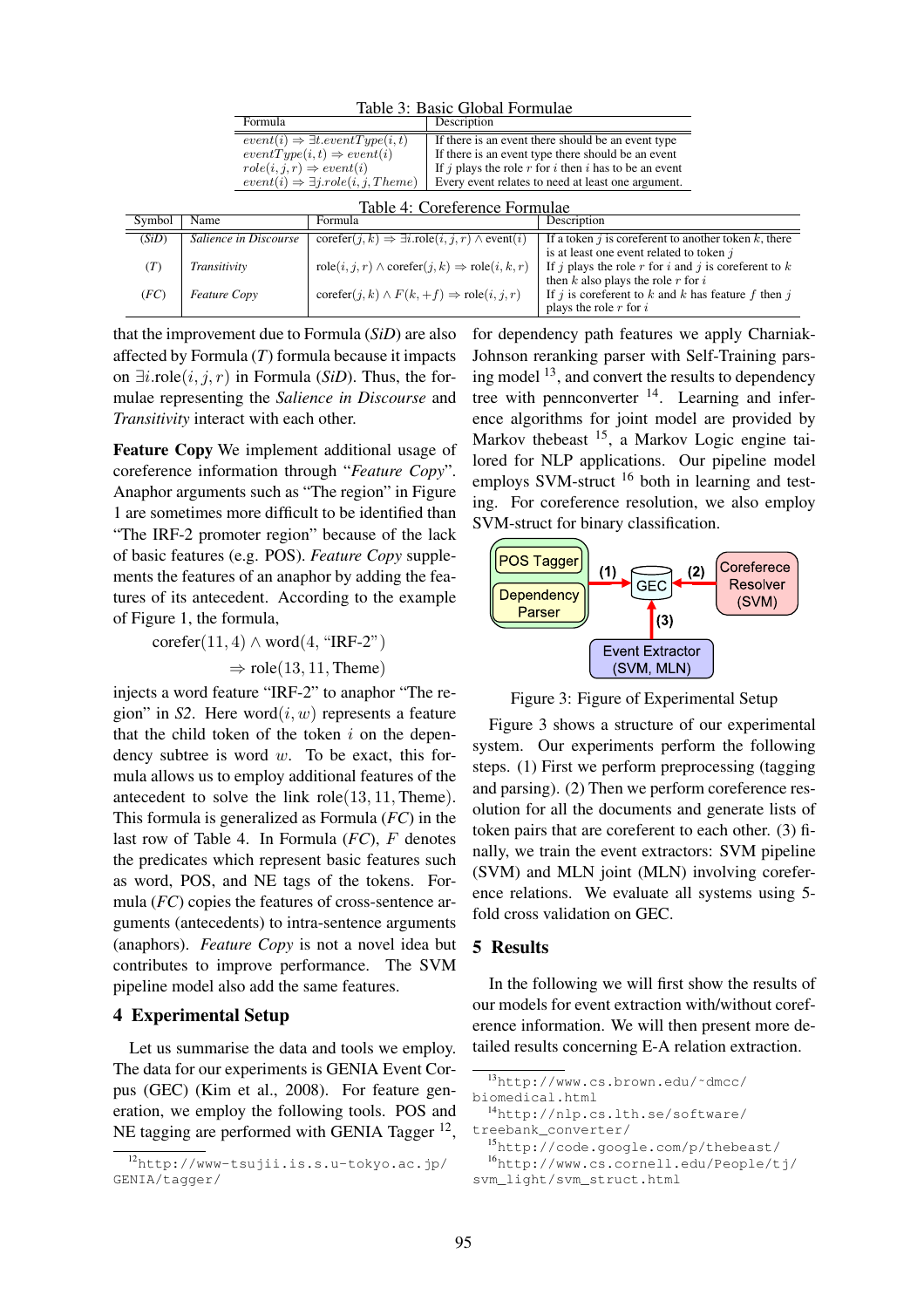Table 3: Basic Global Formulae

| Formula | Description |
|---|---|
| $event(i) \Rightarrow \exists t.eventType(i,t)$ | If there is an event there should be an event type |
| $eventType(i,t) \Rightarrow event(i)$ | If there is an event type there should be an event |
| $role(i,j,r) \Rightarrow event(i)$ | If $j$ plays the role $r$ for $i$ then $i$ has to be an event |
| $event(i) \Rightarrow \exists j.role(i,j,Theme)$ | Every event relates to need at least one argument. |

Table 4: Coreference Formulae

| Symbol | Name | Formula | Description |
|---|---|---|---|
| (*SiD*) | *Salience in Discourse* | $\text{coref}(j,k) \Rightarrow \exists i.\text{role}(i,j,r) \wedge \text{event}(i)$ | If a token $j$ is coreferent to another token $k$, there is at least one event related to token $j$ |
| (*T*) | *Transitivity* | $\text{role}(i,j,r) \wedge \text{coref}(j,k) \Rightarrow \text{role}(i,k,r)$ | If $j$ plays the role $r$ for $i$ and $j$ is coreferent to $k$ then $k$ also plays the role $r$ for $i$ |
| (*FC*) | *Feature Copy* | $\text{coref}(j,k) \wedge F(k,+f) \Rightarrow \text{role}(i,j,r)$ | If $j$ is coreferent to $k$ and $k$ has feature $f$ then $j$ plays the role $r$ for $i$ |

that the improvement due to Formula (*SiD*) are also affected by Formula (*T*) formula because it impacts on $\exists i.\text{role}(i,j,r)$ in Formula (*SiD*). Thus, the formulae representing the *Salience in Discourse* and *Transitivity* interact with each other.

**Feature Copy** We implement additional usage of coreference information through "*Feature Copy*". Anaphor arguments such as "The region" in Figure 1 are sometimes more difficult to be identified than "The IRF-2 promoter region" because of the lack of basic features (e.g. POS). *Feature Copy* supplements the features of an anaphor by adding the features of its antecedent. According to the example of Figure 1, the formula,

$$\text{coref}(11,4) \wedge \text{word}(4, \text{"IRF-2"}) \Rightarrow \text{role}(13,11,\text{Theme})$$

injects a word feature "IRF-2" to anaphor "The region" in *S2*. Here $\text{word}(i,w)$ represents a feature that the child token of the token $i$ on the dependency subtree is word $w$. To be exact, this formula allows us to employ additional features of the antecedent to solve the link $\text{role}(13,11,\text{Theme})$. This formula is generalized as Formula (*FC*) in the last row of Table 4. In Formula (*FC*), $F$ denotes the predicates which represent basic features such as word, POS, and NE tags of the tokens. Formula (*FC*) copies the features of cross-sentence arguments (antecedents) to intra-sentence arguments (anaphors). *Feature Copy* is not a novel idea but contributes to improve performance. The SVM pipeline model also add the same features.

## 4 Experimental Setup

Let us summarise the data and tools we employ. The data for our experiments is GENIA Event Corpus (GEC) (Kim et al., 2008). For feature generation, we employ the following tools. POS and NE tagging are performed with GENIA Tagger [12], for dependency path features we apply Charniak-Johnson reranking parser with Self-Training parsing model [13], and convert the results to dependency tree with pennconverter [14]. Learning and inference algorithms for joint model are provided by Markov thebeast [15], a Markov Logic engine tailored for NLP applications. Our pipeline model employs SVM-struct [16] both in learning and testing. For coreference resolution, we also employ SVM-struct for binary classification.

Figure 3: Figure of Experimental Setup

Figure 3 shows a structure of our experimental system. Our experiments perform the following steps. (1) First we perform preprocessing (tagging and parsing). (2) Then we perform coreference resolution for all the documents and generate lists of token pairs that are coreferent to each other. (3) finally, we train the event extractors: SVM pipeline (SVM) and MLN joint (MLN) involving coreference relations. We evaluate all systems using 5-fold cross validation on GEC.

## 5 Results

In the following we will first show the results of our models for event extraction with/without coreference information. We will then present more detailed results concerning E-A relation extraction.

[12] http://www-tsujii.is.s.u-tokyo.ac.jp/GENIA/tagger/

[13] http://www.cs.brown.edu/~dmcc/biomedical.html

[14] http://nlp.cs.lth.se/software/treebank_converter/

[15] http://code.google.com/p/thebeast/

[16] http://www.cs.cornell.edu/People/tj/svm_light/svm_struct.html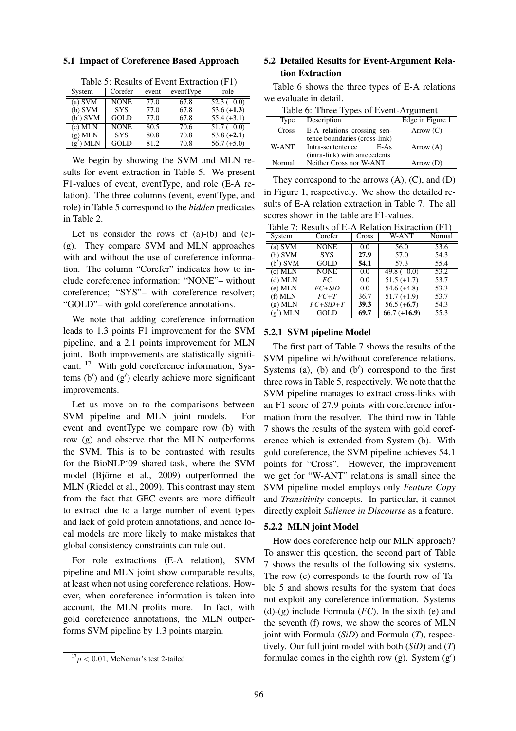### 5.1 Impact of Coreference Based Approach

Table 5: Results of Event Extraction (F1)

| System | Corefer | event | eventType | role |
|---|---|---|---|---|
| (a) SVM | NONE | 77.0 | 67.8 | 52.3 ( 0.0) |
| (b) SVM | SYS | 77.0 | 67.8 | 53.6 (**+1.3**) |
| (b′) SVM | GOLD | 77.0 | 67.8 | 55.4 (+3.1) |
| (c) MLN | NONE | 80.5 | 70.6 | 51.7 ( 0.0) |
| (g) MLN | SYS | 80.8 | 70.8 | 53.8 (**+2.1**) |
| (g′) MLN | GOLD | 81.2 | 70.8 | 56.7 (+5.0) |

We begin by showing the SVM and MLN results for event extraction in Table 5. We present F1-values of event, eventType, and role (E-A relation). The three columns (event, eventType, and role) in Table 5 correspond to the *hidden* predicates in Table 2.

Let us consider the rows of (a)-(b) and (c)-(g). They compare SVM and MLN approaches with and without the use of coreference information. The column "Corefer" indicates how to include coreference information: "NONE"– without coreference; "SYS"– with coreference resolver; "GOLD"– with gold coreference annotations.

We note that adding coreference information leads to 1.3 points F1 improvement for the SVM pipeline, and a 2.1 points improvement for MLN joint. Both improvements are statistically significant. [17] With gold coreference information, Systems (b′) and (g′) clearly achieve more significant improvements.

Let us move on to the comparisons between SVM pipeline and MLN joint models. For event and eventType we compare row (b) with row (g) and observe that the MLN outperforms the SVM. This is to be contrasted with results for the BioNLP'09 shared task, where the SVM model (Björne et al., 2009) outperformed the MLN (Riedel et al., 2009). This contrast may stem from the fact that GEC events are more difficult to extract due to a large number of event types and lack of gold protein annotations, and hence local models are more likely to make mistakes that global consistency constraints can rule out.

For role extractions (E-A relation), SVM pipeline and MLN joint show comparable results, at least when not using coreference relations. However, when coreference information is taken into account, the MLN profits more. In fact, with gold coreference annotations, the MLN outperforms SVM pipeline by 1.3 points margin.

[17] $\rho < 0.01$, McNemar's test 2-tailed

### 5.2 Detailed Results for Event-Argument Relation Extraction

Table 6 shows the three types of E-A relations we evaluate in detail.

Table 6: Three Types of Event-Argument

| Type | Description | Edge in Figure 1 |
|---|---|---|
| Cross | E-A relations crossing sentence boundaries (cross-link) | Arrow (C) |
| W-ANT | Intra-sententence E-As (intra-link) with antecedents | Arrow (A) |
| Normal | Neither Cross nor W-ANT | Arrow (D) |

They correspond to the arrows (A), (C), and (D) in Figure 1, respectively. We show the detailed results of E-A relation extraction in Table 7. The all scores shown in the table are F1-values.

Table 7: Results of E-A Relation Extraction (F1)

| System | Corefer | Cross | W-ANT | Normal |
|---|---|---|---|---|
| (a) SVM | NONE | 0.0 | 56.0 | 53.6 |
| (b) SVM | SYS | **27.9** | 57.0 | 54.3 |
| (b′) SVM | GOLD | **54.1** | 57.3 | 55.4 |
| (c) MLN | NONE | 0.0 | 49.8 ( 0.0) | 53.2 |
| (d) MLN | *FC* | 0.0 | 51.5 (+1.7) | 53.7 |
| (e) MLN | *FC+SiD* | 0.0 | 54.6 (+4.8) | 53.3 |
| (f) MLN | *FC+T* | 36.7 | 51.7 (+1.9) | 53.7 |
| (g) MLN | *FC+SiD+T* | **39.3** | 56.5 (**+6.7**) | 54.3 |
| (g′) MLN | GOLD | **69.7** | 66.7 (**+16.9**) | 55.3 |

#### 5.2.1 SVM pipeline Model

The first part of Table 7 shows the results of the SVM pipeline with/without coreference relations. Systems (a), (b) and (b′) correspond to the first three rows in Table 5, respectively. We note that the SVM pipeline manages to extract cross-links with an F1 score of 27.9 points with coreference information from the resolver. The third row in Table 7 shows the results of the system with gold coreference which is extended from System (b). With gold coreference, the SVM pipeline achieves 54.1 points for "Cross". However, the improvement we get for "W-ANT" relations is small since the SVM pipeline model employs only *Feature Copy* and *Transitivity* concepts. In particular, it cannot directly exploit *Salience in Discourse* as a feature.

#### 5.2.2 MLN joint Model

How does coreference help our MLN approach? To answer this question, the second part of Table 7 shows the results of the following six systems. The row (c) corresponds to the fourth row of Table 5 and shows results for the system that does not exploit any coreference information. Systems (d)-(g) include Formula (*FC*). In the sixth (e) and the seventh (f) rows, we show the scores of MLN joint with Formula (*SiD*) and Formula (*T*), respectively. Our full joint model with both (*SiD*) and (*T*) formulae comes in the eighth row (g). System (g′)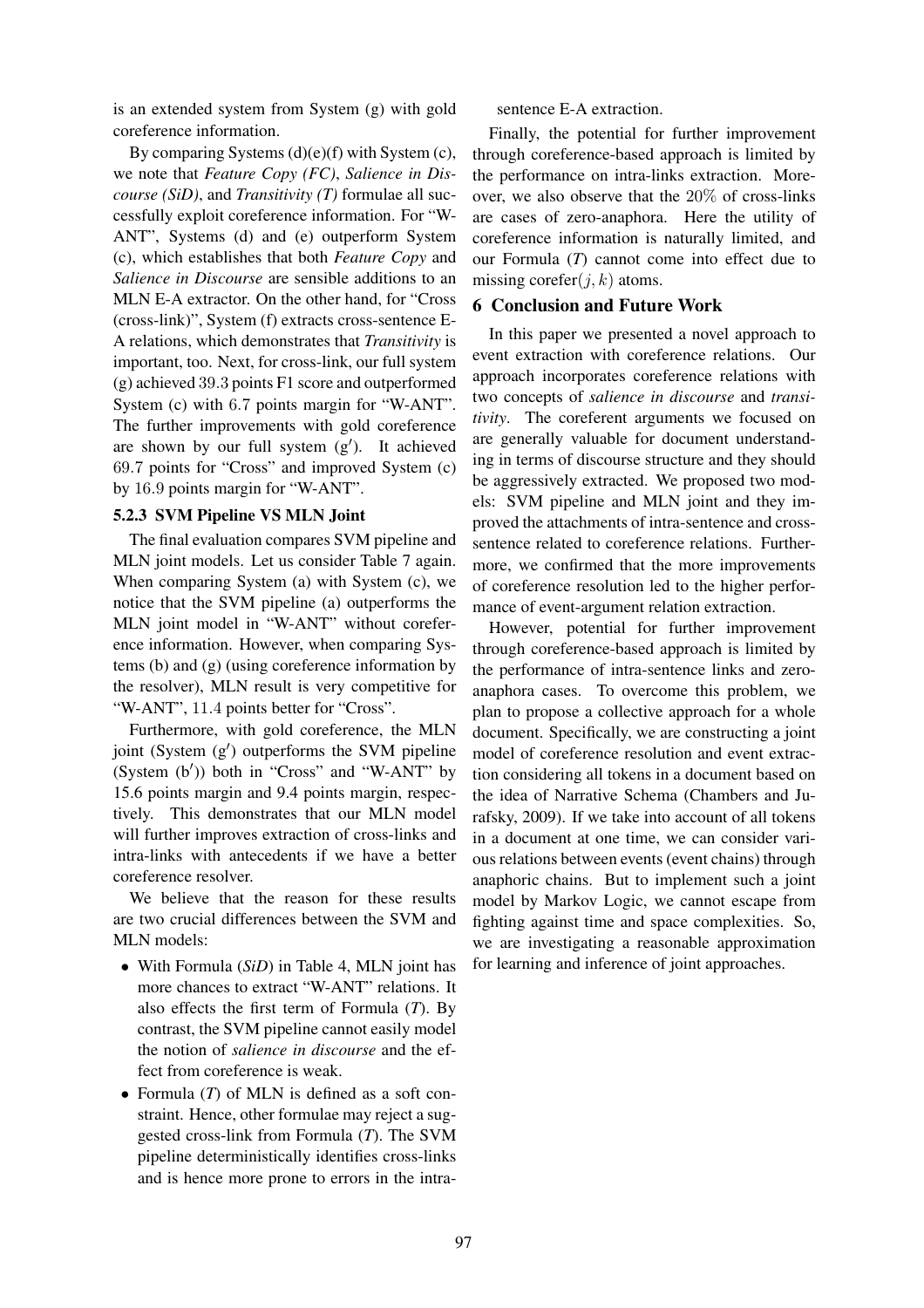is an extended system from System (g) with gold coreference information.

By comparing Systems (d)(e)(f) with System (c), we note that *Feature Copy (FC)*, *Salience in Discourse (SiD)*, and *Transitivity (T)* formulae all successfully exploit coreference information. For "W-ANT", Systems (d) and (e) outperform System (c), which establishes that both *Feature Copy* and *Salience in Discourse* are sensible additions to an MLN E-A extractor. On the other hand, for "Cross (cross-link)", System (f) extracts cross-sentence E-A relations, which demonstrates that *Transitivity* is important, too. Next, for cross-link, our full system (g) achieved $39.3$ points F1 score and outperformed System (c) with $6.7$ points margin for "W-ANT". The further improvements with gold coreference are shown by our full system (g′). It achieved $69.7$ points for "Cross" and improved System (c) by $16.9$ points margin for "W-ANT".

### 5.2.3 SVM Pipeline VS MLN Joint

The final evaluation compares SVM pipeline and MLN joint models. Let us consider Table 7 again. When comparing System (a) with System (c), we notice that the SVM pipeline (a) outperforms the MLN joint model in "W-ANT" without coreference information. However, when comparing Systems (b) and (g) (using coreference information by the resolver), MLN result is very competitive for "W-ANT", $11.4$ points better for "Cross".

Furthermore, with gold coreference, the MLN joint (System (g′) outperforms the SVM pipeline (System (b′)) both in "Cross" and "W-ANT" by 15.6 points margin and 9.4 points margin, respectively. This demonstrates that our MLN model will further improves extraction of cross-links and intra-links with antecedents if we have a better coreference resolver.

We believe that the reason for these results are two crucial differences between the SVM and MLN models:

- With Formula (*SiD*) in Table 4, MLN joint has more chances to extract "W-ANT" relations. It also effects the first term of Formula (*T*). By contrast, the SVM pipeline cannot easily model the notion of *salience in discourse* and the effect from coreference is weak.
- Formula (*T*) of MLN is defined as a soft constraint. Hence, other formulae may reject a suggested cross-link from Formula (*T*). The SVM pipeline deterministically identifies cross-links and is hence more prone to errors in the intra-sentence E-A extraction.

Finally, the potential for further improvement through coreference-based approach is limited by the performance on intra-links extraction. Moreover, we also observe that the $20\%$ of cross-links are cases of zero-anaphora. Here the utility of coreference information is naturally limited, and our Formula (*T*) cannot come into effect due to missing corefer$(j, k)$ atoms.

## 6 Conclusion and Future Work

In this paper we presented a novel approach to event extraction with coreference relations. Our approach incorporates coreference relations with two concepts of *salience in discourse* and *transitivity*. The coreferent arguments we focused on are generally valuable for document understanding in terms of discourse structure and they should be aggressively extracted. We proposed two models: SVM pipeline and MLN joint and they improved the attachments of intra-sentence and cross-sentence related to coreference relations. Furthermore, we confirmed that the more improvements of coreference resolution led to the higher performance of event-argument relation extraction.

However, potential for further improvement through coreference-based approach is limited by the performance of intra-sentence links and zero-anaphora cases. To overcome this problem, we plan to propose a collective approach for a whole document. Specifically, we are constructing a joint model of coreference resolution and event extraction considering all tokens in a document based on the idea of Narrative Schema (Chambers and Jurafsky, 2009). If we take into account of all tokens in a document at one time, we can consider various relations between events (event chains) through anaphoric chains. But to implement such a joint model by Markov Logic, we cannot escape from fighting against time and space complexities. So, we are investigating a reasonable approximation for learning and inference of joint approaches.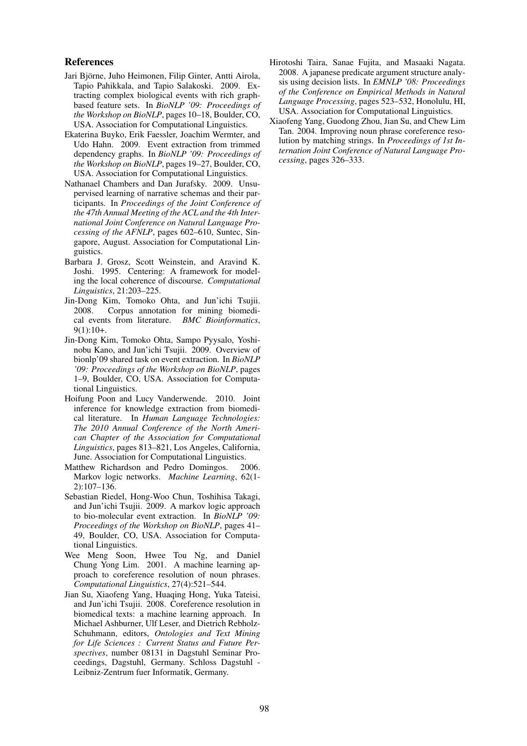## References

Jari Björne, Juho Heimonen, Filip Ginter, Antti Airola, Tapio Pahikkala, and Tapio Salakoski. 2009. Extracting complex biological events with rich graph-based feature sets. In *BioNLP '09: Proceedings of the Workshop on BioNLP*, pages 10–18, Boulder, CO, USA. Association for Computational Linguistics.

Ekaterina Buyko, Erik Faessler, Joachim Wermter, and Udo Hahn. 2009. Event extraction from trimmed dependency graphs. In *BioNLP '09: Proceedings of the Workshop on BioNLP*, pages 19–27, Boulder, CO, USA. Association for Computational Linguistics.

Nathanael Chambers and Dan Jurafsky. 2009. Unsupervised learning of narrative schemas and their participants. In *Proceedings of the Joint Conference of the 47th Annual Meeting of the ACL and the 4th International Joint Conference on Natural Language Processing of the AFNLP*, pages 602–610, Suntec, Singapore, August. Association for Computational Linguistics.

Barbara J. Grosz, Scott Weinstein, and Aravind K. Joshi. 1995. Centering: A framework for modeling the local coherence of discourse. *Computational Linguistics*, 21:203–225.

Jin-Dong Kim, Tomoko Ohta, and Jun'ichi Tsujii. 2008. Corpus annotation for mining biomedical events from literature. *BMC Bioinformatics*, 9(1):10+.

Jin-Dong Kim, Tomoko Ohta, Sampo Pyysalo, Yoshinobu Kano, and Jun'ichi Tsujii. 2009. Overview of bionlp'09 shared task on event extraction. In *BioNLP '09: Proceedings of the Workshop on BioNLP*, pages 1–9, Boulder, CO, USA. Association for Computational Linguistics.

Hoifung Poon and Lucy Vanderwende. 2010. Joint inference for knowledge extraction from biomedical literature. In *Human Language Technologies: The 2010 Annual Conference of the North American Chapter of the Association for Computational Linguistics*, pages 813–821, Los Angeles, California, June. Association for Computational Linguistics.

Matthew Richardson and Pedro Domingos. 2006. Markov logic networks. *Machine Learning*, 62(1-2):107–136.

Sebastian Riedel, Hong-Woo Chun, Toshihisa Takagi, and Jun'ichi Tsujii. 2009. A markov logic approach to bio-molecular event extraction. In *BioNLP '09: Proceedings of the Workshop on BioNLP*, pages 41–49, Boulder, CO, USA. Association for Computational Linguistics.

Wee Meng Soon, Hwee Tou Ng, and Daniel Chung Yong Lim. 2001. A machine learning approach to coreference resolution of noun phrases. *Computational Linguistics*, 27(4):521–544.

Jian Su, Xiaofeng Yang, Huaqing Hong, Yuka Tateisi, and Jun'ichi Tsujii. 2008. Coreference resolution in biomedical texts: a machine learning approach. In Michael Ashburner, Ulf Leser, and Dietrich Rebholz-Schuhmann, editors, *Ontologies and Text Mining for Life Sciences : Current Status and Future Perspectives*, number 08131 in Dagstuhl Seminar Proceedings, Dagstuhl, Germany. Schloss Dagstuhl - Leibniz-Zentrum fuer Informatik, Germany.

Hirotoshi Taira, Sanae Fujita, and Masaaki Nagata. 2008. A japanese predicate argument structure analysis using decision lists. In *EMNLP '08: Proceedings of the Conference on Empirical Methods in Natural Language Processing*, pages 523–532, Honolulu, HI, USA. Association for Computational Linguistics.

Xiaofeng Yang, Guodong Zhou, Jian Su, and Chew Lim Tan. 2004. Improving noun phrase coreference resolution by matching strings. In *Proceedings of 1st Internation Joint Conference of Natural Language Processing*, pages 326–333.